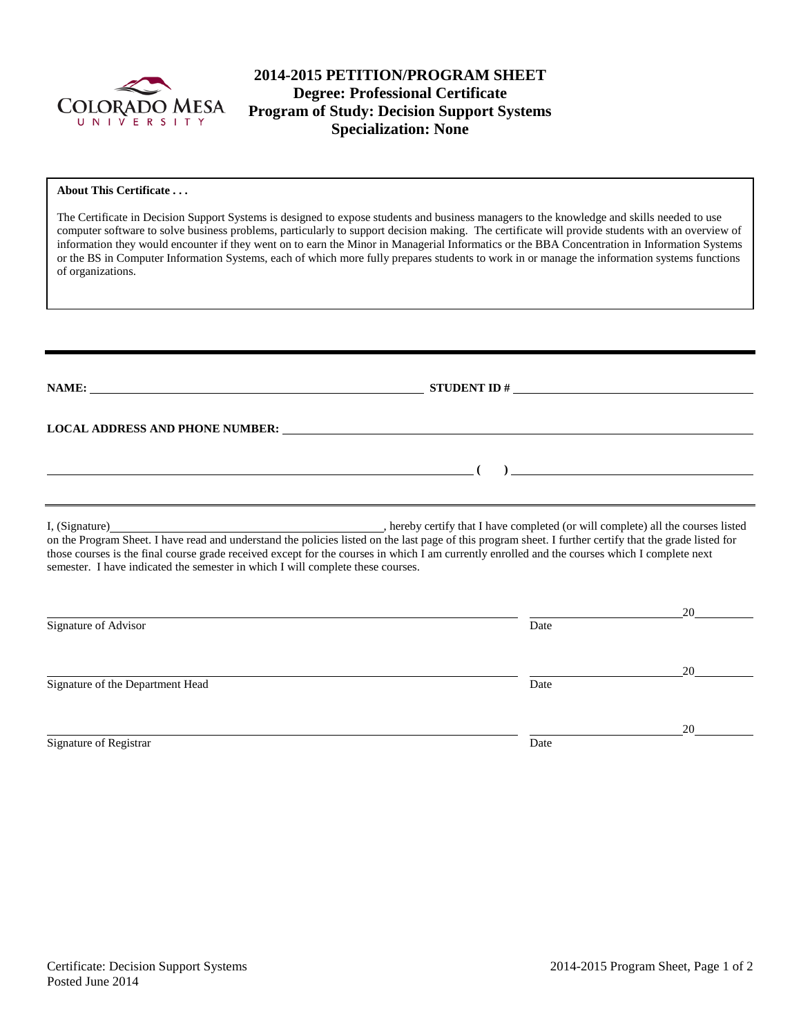# 2014-2015 PETITION/PROGRAM SHEET
## Degree: Professional Certificate
## Program of Study: Decision Support Systems
## Specialization: None

**About This Certificate . . .**

The Certificate in Decision Support Systems is designed to expose students and business managers to the knowledge and skills needed to use computer software to solve business problems, particularly to support decision making. The certificate will provide students with an overview of information they would encounter if they went on to earn the Minor in Managerial Informatics or the BBA Concentration in Information Systems or the BS in Computer Information Systems, each of which more fully prepares students to work in or manage the information systems functions of organizations.

---

**NAME:** ______________________________ **STUDENT ID #** ______________________________

**LOCAL ADDRESS AND PHONE NUMBER:** ______________________________

______________________________ **(    )** ______________________________

I, (Signature)______________________________, hereby certify that I have completed (or will complete) all the courses listed on the Program Sheet. I have read and understand the policies listed on the last page of this program sheet. I further certify that the grade listed for those courses is the final course grade received except for the courses in which I am currently enrolled and the courses which I complete next semester. I have indicated the semester in which I will complete these courses.

______________________________ ______________ 20______
Signature of Advisor — Date

______________________________ ______________ 20______
Signature of the Department Head — Date

______________________________ ______________ 20______
Signature of Registrar — Date

Certificate: Decision Support Systems
Posted June 2014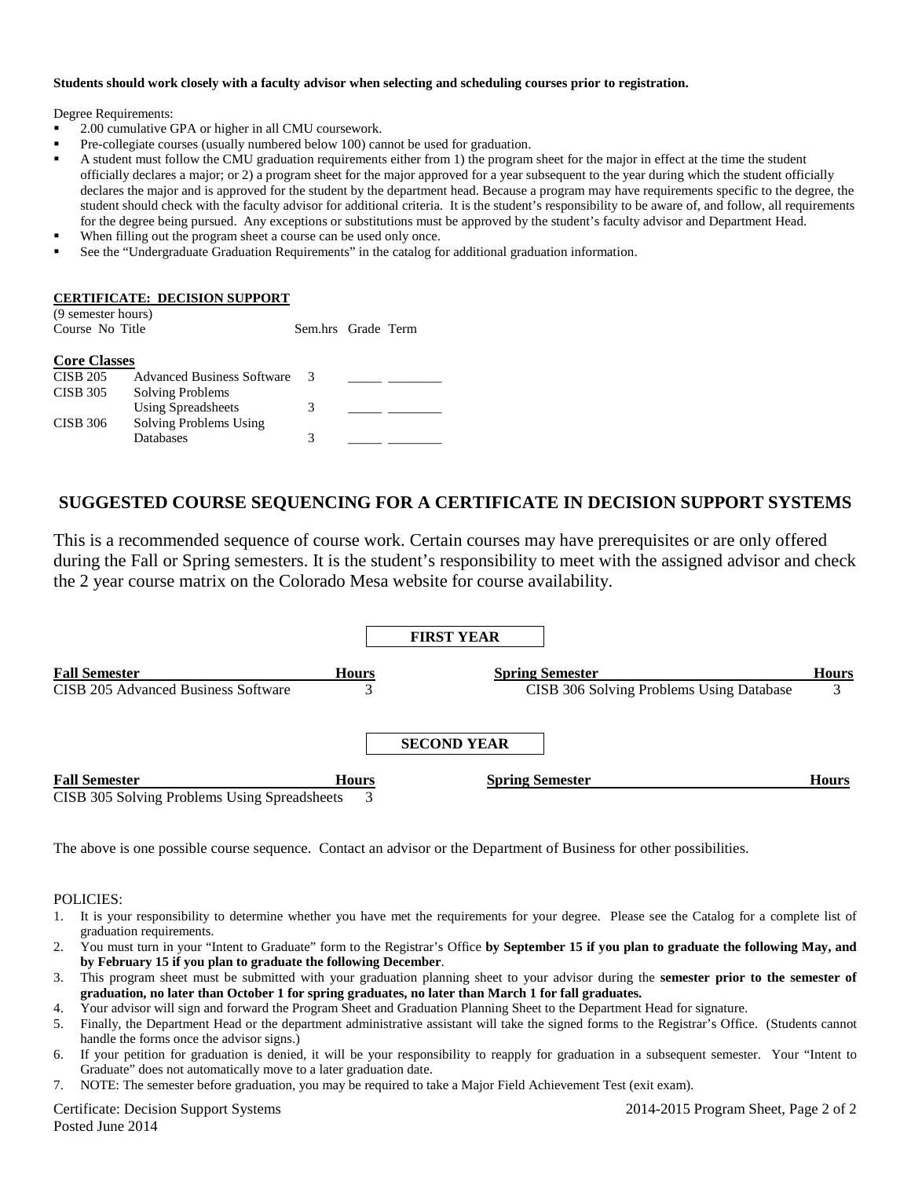**Students should work closely with a faculty advisor when selecting and scheduling courses prior to registration.**

Degree Requirements:

- 2.00 cumulative GPA or higher in all CMU coursework.
- Pre-collegiate courses (usually numbered below 100) cannot be used for graduation.
- A student must follow the CMU graduation requirements either from 1) the program sheet for the major in effect at the time the student officially declares a major; or 2) a program sheet for the major approved for a year subsequent to the year during which the student officially declares the major and is approved for the student by the department head. Because a program may have requirements specific to the degree, the student should check with the faculty advisor for additional criteria. It is the student's responsibility to be aware of, and follow, all requirements for the degree being pursued. Any exceptions or substitutions must be approved by the student's faculty advisor and Department Head.
- When filling out the program sheet a course can be used only once.
- See the "Undergraduate Graduation Requirements" in the catalog for additional graduation information.

**CERTIFICATE: DECISION SUPPORT**
(9 semester hours)

| Course No | Title | Sem.hrs | Grade | Term |
|---|---|---|---|---|
| **Core Classes** | | | | |
| CISB 205 | Advanced Business Software | 3 | _____ | ________ |
| CISB 305 | Solving Problems Using Spreadsheets | 3 | _____ | ________ |
| CISB 306 | Solving Problems Using Databases | 3 | _____ | ________ |

## SUGGESTED COURSE SEQUENCING FOR A CERTIFICATE IN DECISION SUPPORT SYSTEMS

This is a recommended sequence of course work. Certain courses may have prerequisites or are only offered during the Fall or Spring semesters. It is the student's responsibility to meet with the assigned advisor and check the 2 year course matrix on the Colorado Mesa website for course availability.

**FIRST YEAR**

| Fall Semester | Hours | Spring Semester | Hours |
|---|---|---|---|
| CISB 205 Advanced Business Software | 3 | CISB 306 Solving Problems Using Database | 3 |

**SECOND YEAR**

| Fall Semester | Hours | Spring Semester | Hours |
|---|---|---|---|
| CISB 305 Solving Problems Using Spreadsheets | 3 | | |

The above is one possible course sequence. Contact an advisor or the Department of Business for other possibilities.

POLICIES:

1. It is your responsibility to determine whether you have met the requirements for your degree. Please see the Catalog for a complete list of graduation requirements.
2. You must turn in your "Intent to Graduate" form to the Registrar's Office **by September 15 if you plan to graduate the following May, and by February 15 if you plan to graduate the following December**.
3. This program sheet must be submitted with your graduation planning sheet to your advisor during the **semester prior to the semester of graduation, no later than October 1 for spring graduates, no later than March 1 for fall graduates.**
4. Your advisor will sign and forward the Program Sheet and Graduation Planning Sheet to the Department Head for signature.
5. Finally, the Department Head or the department administrative assistant will take the signed forms to the Registrar's Office. (Students cannot handle the forms once the advisor signs.)
6. If your petition for graduation is denied, it will be your responsibility to reapply for graduation in a subsequent semester. Your "Intent to Graduate" does not automatically move to a later graduation date.
7. NOTE: The semester before graduation, you may be required to take a Major Field Achievement Test (exit exam).

Certificate: Decision Support Systems
Posted June 2014